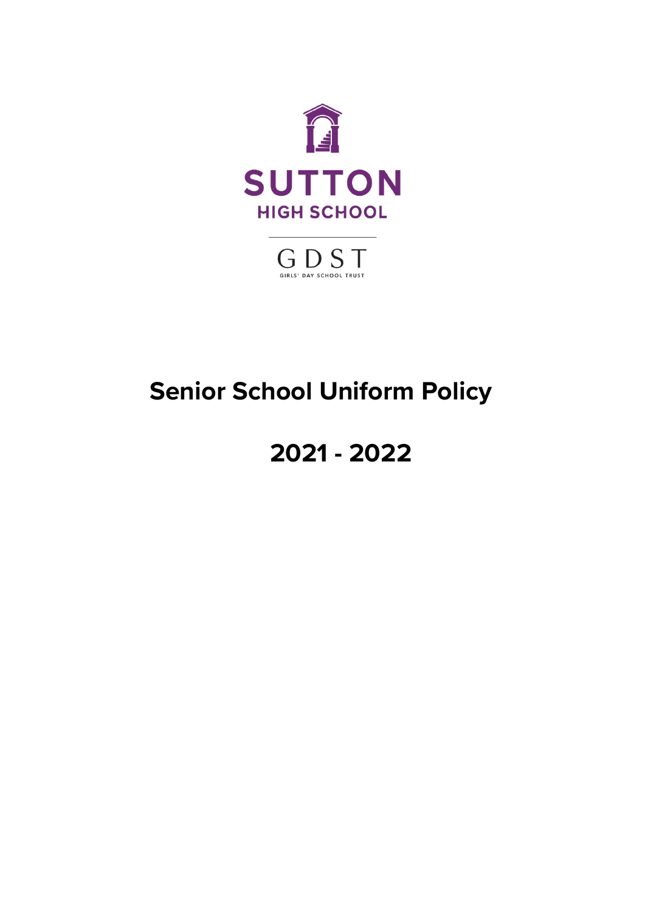SUTTON
HIGH SCHOOL

GDST
GIRLS' DAY SCHOOL TRUST

# Senior School Uniform Policy

# 2021 - 2022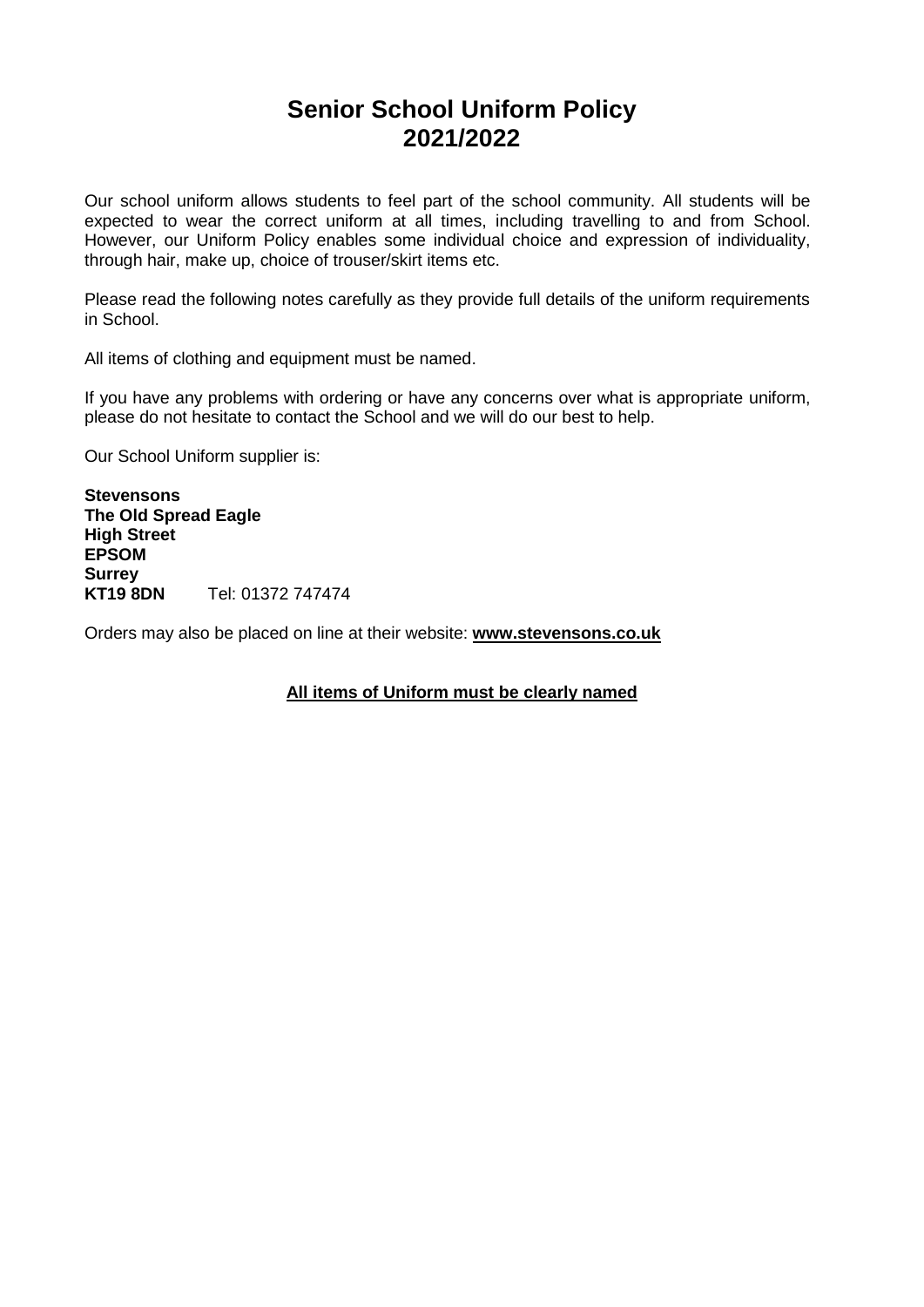# Senior School Uniform Policy 2021/2022

Our school uniform allows students to feel part of the school community. All students will be expected to wear the correct uniform at all times, including travelling to and from School. However, our Uniform Policy enables some individual choice and expression of individuality, through hair, make up, choice of trouser/skirt items etc.

Please read the following notes carefully as they provide full details of the uniform requirements in School.

All items of clothing and equipment must be named.

If you have any problems with ordering or have any concerns over what is appropriate uniform, please do not hesitate to contact the School and we will do our best to help.

Our School Uniform supplier is:

**Stevensons**
**The Old Spread Eagle**
**High Street**
**EPSOM**
**Surrey**
**KT19 8DN** Tel: 01372 747474

Orders may also be placed on line at their website: **www.stevensons.co.uk**

**All items of Uniform must be clearly named**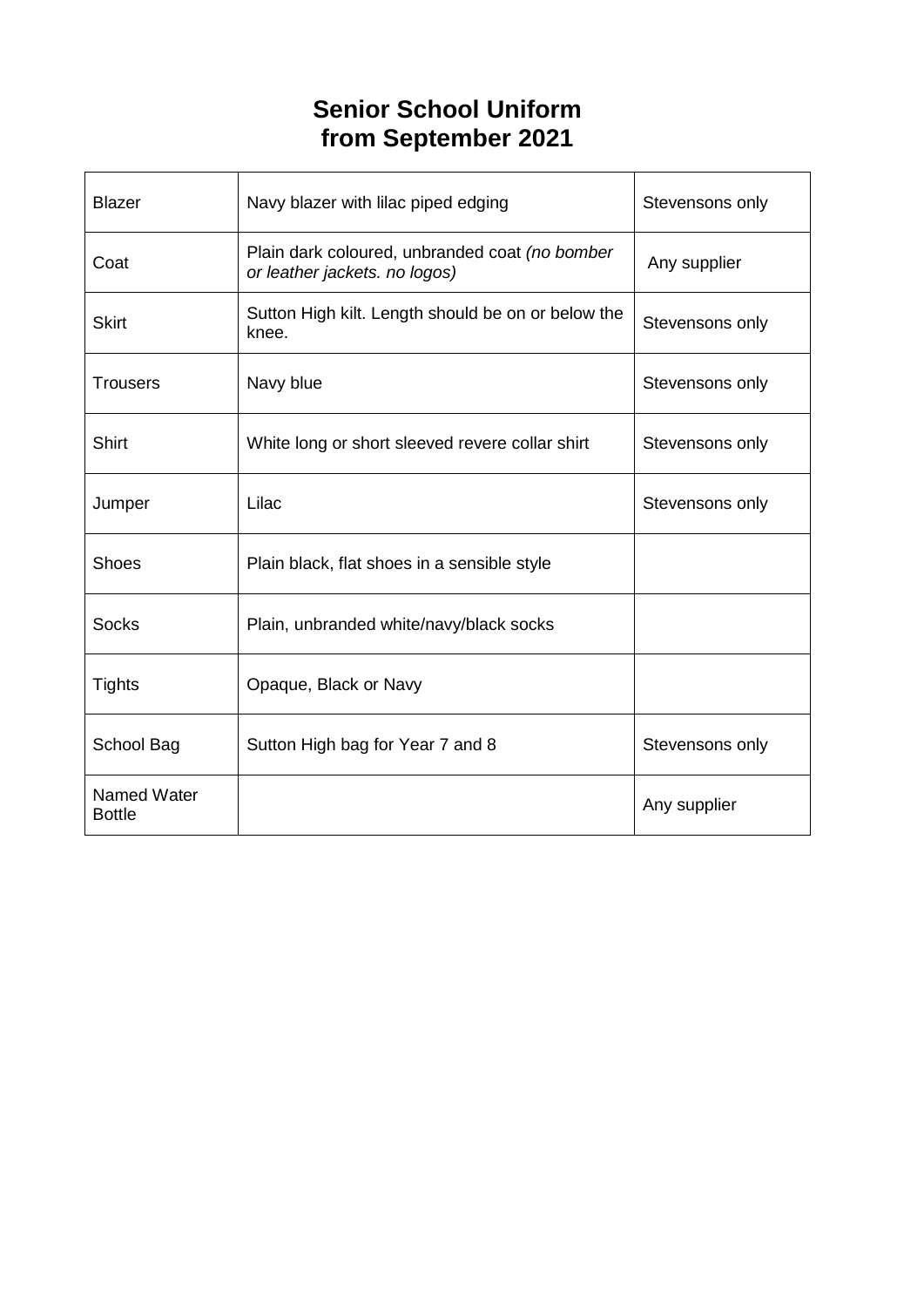# Senior School Uniform from September 2021

| | | |
|---|---|---|
| Blazer | Navy blazer with lilac piped edging | Stevensons only |
| Coat | Plain dark coloured, unbranded coat *(no bomber or leather jackets. no logos)* | Any supplier |
| Skirt | Sutton High kilt. Length should be on or below the knee. | Stevensons only |
| Trousers | Navy blue | Stevensons only |
| Shirt | White long or short sleeved revere collar shirt | Stevensons only |
| Jumper | Lilac | Stevensons only |
| Shoes | Plain black, flat shoes in a sensible style | |
| Socks | Plain, unbranded white/navy/black socks | |
| Tights | Opaque, Black or Navy | |
| School Bag | Sutton High bag for Year 7 and 8 | Stevensons only |
| Named Water Bottle | | Any supplier |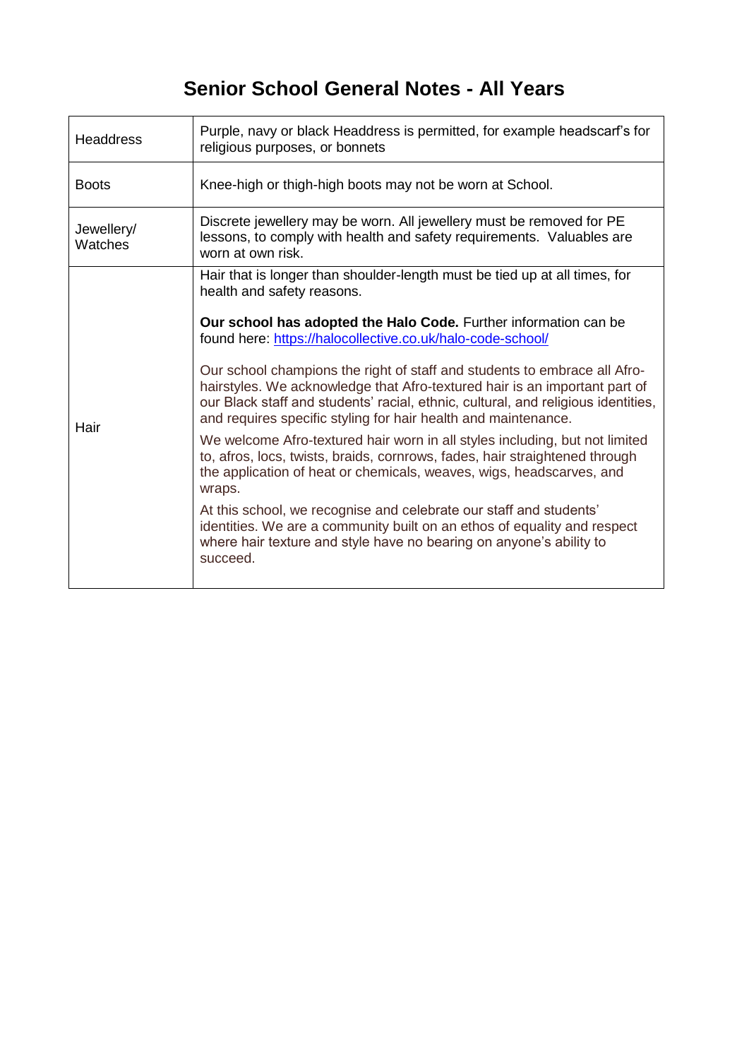# Senior School General Notes - All Years

| | |
|---|---|
| Headdress | Purple, navy or black Headdress is permitted, for example headscarf's for religious purposes, or bonnets |
| Boots | Knee-high or thigh-high boots may not be worn at School. |
| Jewellery/ Watches | Discrete jewellery may be worn. All jewellery must be removed for PE lessons, to comply with health and safety requirements. Valuables are worn at own risk. |
| Hair | Hair that is longer than shoulder-length must be tied up at all times, for health and safety reasons.<br><br>**Our school has adopted the Halo Code.** Further information can be found here: [https://halocollective.co.uk/halo-code-school/](https://halocollective.co.uk/halo-code-school/)<br><br>Our school champions the right of staff and students to embrace all Afro-hairstyles. We acknowledge that Afro-textured hair is an important part of our Black staff and students' racial, ethnic, cultural, and religious identities, and requires specific styling for hair health and maintenance.<br><br>We welcome Afro-textured hair worn in all styles including, but not limited to, afros, locs, twists, braids, cornrows, fades, hair straightened through the application of heat or chemicals, weaves, wigs, headscarves, and wraps.<br><br>At this school, we recognise and celebrate our staff and students' identities. We are a community built on an ethos of equality and respect where hair texture and style have no bearing on anyone's ability to succeed. |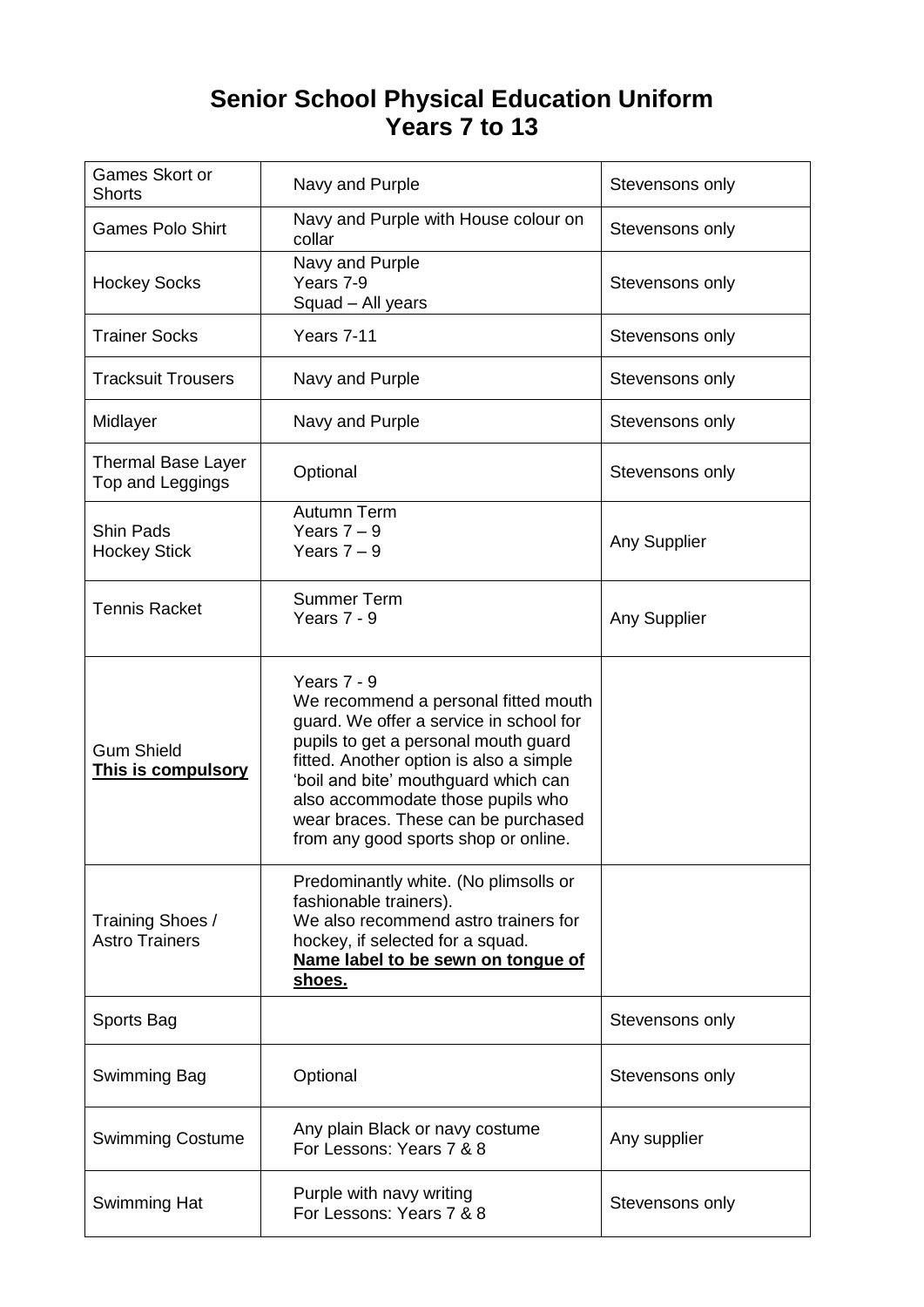# Senior School Physical Education Uniform
# Years 7 to 13

| | | |
|---|---|---|
| Games Skort or Shorts | Navy and Purple | Stevensons only |
| Games Polo Shirt | Navy and Purple with House colour on collar | Stevensons only |
| Hockey Socks | Navy and Purple<br>Years 7-9<br>Squad – All years | Stevensons only |
| Trainer Socks | Years 7-11 | Stevensons only |
| Tracksuit Trousers | Navy and Purple | Stevensons only |
| Midlayer | Navy and Purple | Stevensons only |
| Thermal Base Layer Top and Leggings | Optional | Stevensons only |
| Shin Pads<br>Hockey Stick | Autumn Term<br>Years 7 – 9<br>Years 7 – 9 | Any Supplier |
| Tennis Racket | Summer Term<br>Years 7 - 9 | Any Supplier |
| Gum Shield<br>**This is compulsory** | Years 7 - 9<br>We recommend a personal fitted mouth guard. We offer a service in school for pupils to get a personal mouth guard fitted. Another option is also a simple 'boil and bite' mouthguard which can also accommodate those pupils who wear braces. These can be purchased from any good sports shop or online. | |
| Training Shoes / Astro Trainers | Predominantly white. (No plimsolls or fashionable trainers).<br>We also recommend astro trainers for hockey, if selected for a squad.<br>**Name label to be sewn on tongue of shoes.** | |
| Sports Bag | | Stevensons only |
| Swimming Bag | Optional | Stevensons only |
| Swimming Costume | Any plain Black or navy costume<br>For Lessons: Years 7 & 8 | Any supplier |
| Swimming Hat | Purple with navy writing<br>For Lessons: Years 7 & 8 | Stevensons only |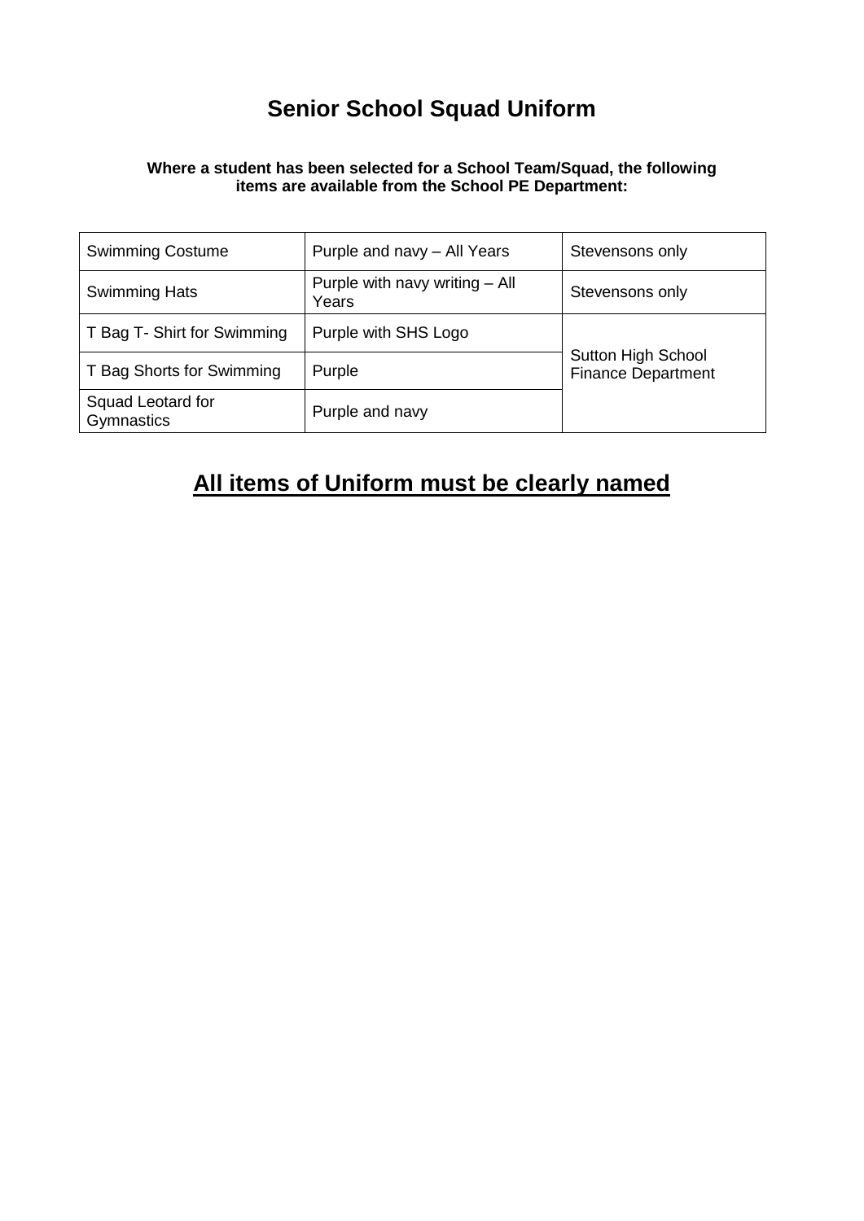# Senior School Squad Uniform

**Where a student has been selected for a School Team/Squad, the following items are available from the School PE Department:**

| | | |
|---|---|---|
| Swimming Costume | Purple and navy – All Years | Stevensons only |
| Swimming Hats | Purple with navy writing – All Years | Stevensons only |
| T Bag T- Shirt for Swimming | Purple with SHS Logo | Sutton High School Finance Department |
| T Bag Shorts for Swimming | Purple | |
| Squad Leotard for Gymnastics | Purple and navy | |

## <u>All items of Uniform must be clearly named</u>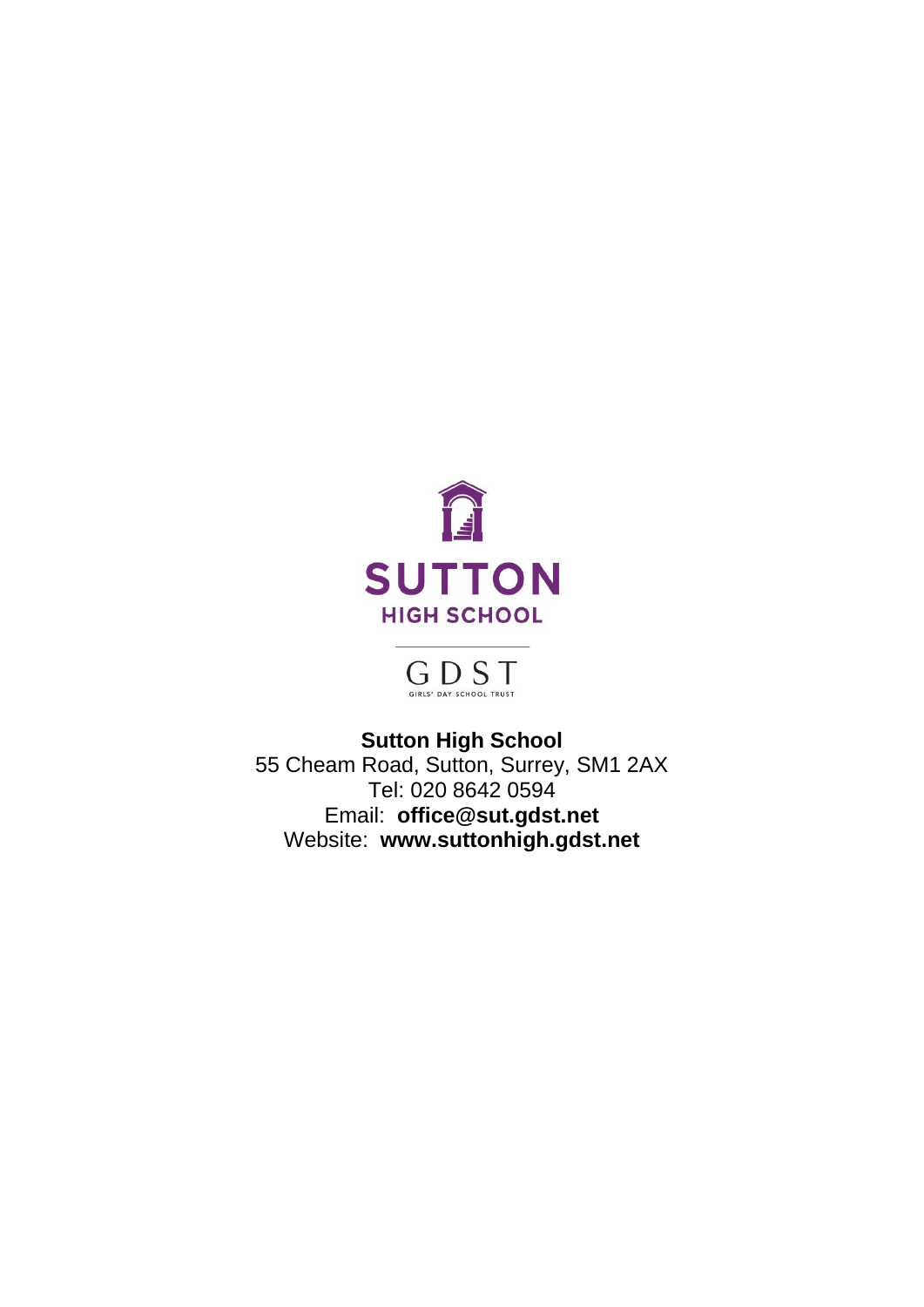SUTTON

HIGH SCHOOL

GDST

GIRLS' DAY SCHOOL TRUST

**Sutton High School**

55 Cheam Road, Sutton, Surrey, SM1 2AX

Tel: 020 8642 0594

Email: **office@sut.gdst.net**

Website: **www.suttonhigh.gdst.net**